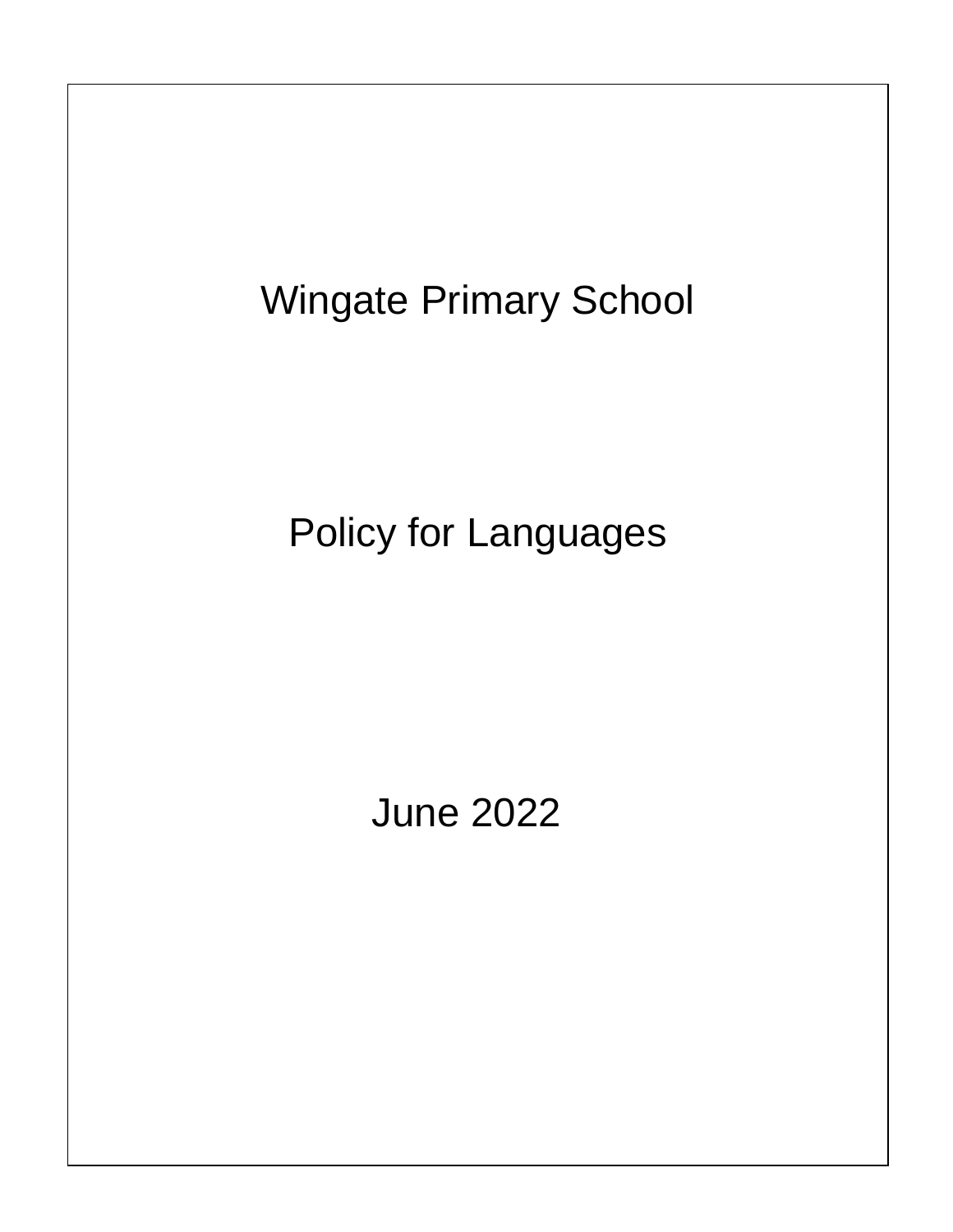# Wingate Primary School

## Policy for Languages

June 2022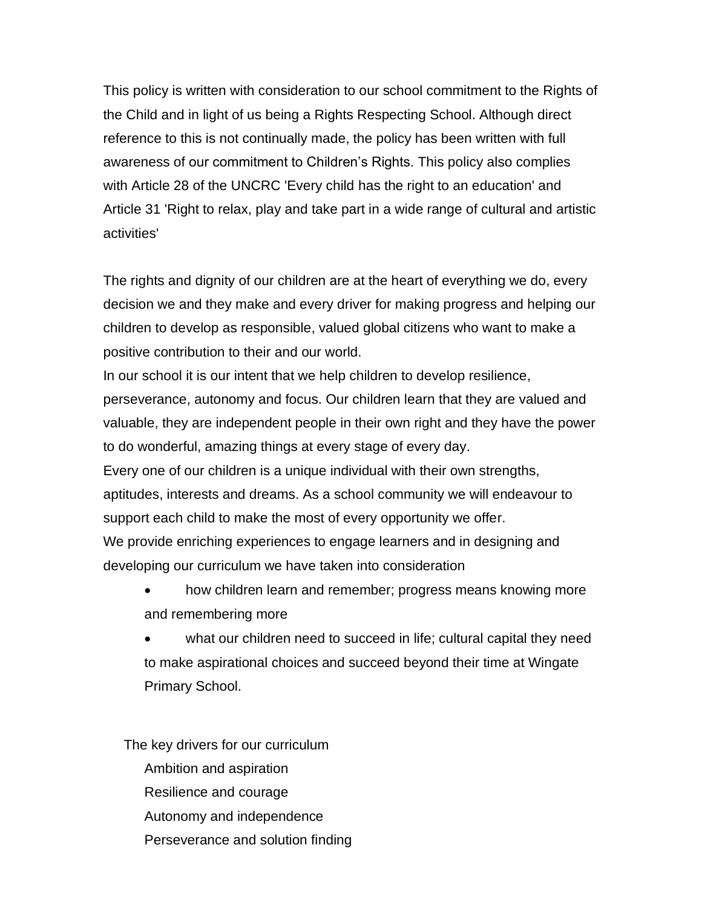This policy is written with consideration to our school commitment to the Rights of the Child and in light of us being a Rights Respecting School. Although direct reference to this is not continually made, the policy has been written with full awareness of our commitment to Children's Rights. This policy also complies with Article 28 of the UNCRC 'Every child has the right to an education' and Article 31 'Right to relax, play and take part in a wide range of cultural and artistic activities'

The rights and dignity of our children are at the heart of everything we do, every decision we and they make and every driver for making progress and helping our children to develop as responsible, valued global citizens who want to make a positive contribution to their and our world.

In our school it is our intent that we help children to develop resilience, perseverance, autonomy and focus. Our children learn that they are valued and valuable, they are independent people in their own right and they have the power to do wonderful, amazing things at every stage of every day.

Every one of our children is a unique individual with their own strengths, aptitudes, interests and dreams. As a school community we will endeavour to support each child to make the most of every opportunity we offer.

We provide enriching experiences to engage learners and in designing and developing our curriculum we have taken into consideration

- how children learn and remember; progress means knowing more and remembering more
- what our children need to succeed in life; cultural capital they need to make aspirational choices and succeed beyond their time at Wingate Primary School.

The key drivers for our curriculum

Ambition and aspiration

Resilience and courage

Autonomy and independence

Perseverance and solution finding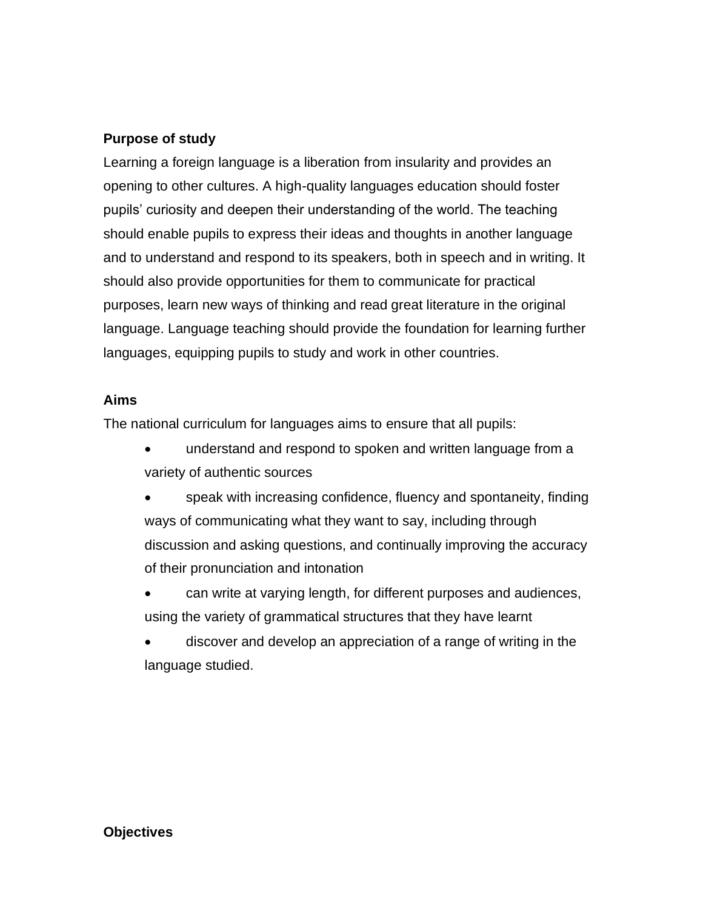**Purpose of study**

Learning a foreign language is a liberation from insularity and provides an opening to other cultures. A high-quality languages education should foster pupils' curiosity and deepen their understanding of the world. The teaching should enable pupils to express their ideas and thoughts in another language and to understand and respond to its speakers, both in speech and in writing. It should also provide opportunities for them to communicate for practical purposes, learn new ways of thinking and read great literature in the original language. Language teaching should provide the foundation for learning further languages, equipping pupils to study and work in other countries.

**Aims**

The national curriculum for languages aims to ensure that all pupils:

- understand and respond to spoken and written language from a variety of authentic sources
- speak with increasing confidence, fluency and spontaneity, finding ways of communicating what they want to say, including through discussion and asking questions, and continually improving the accuracy of their pronunciation and intonation
- can write at varying length, for different purposes and audiences, using the variety of grammatical structures that they have learnt
- discover and develop an appreciation of a range of writing in the language studied.

**Objectives**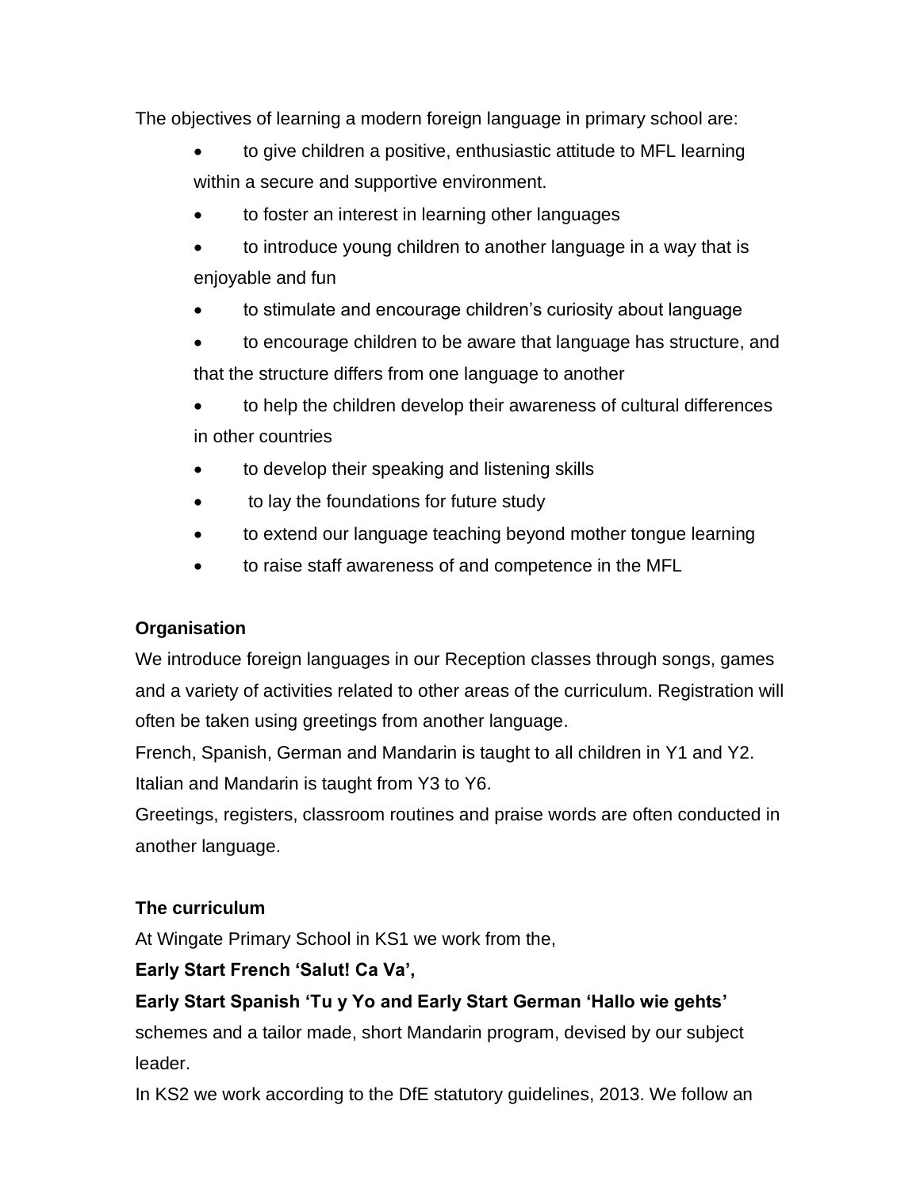The objectives of learning a modern foreign language in primary school are:

- to give children a positive, enthusiastic attitude to MFL learning within a secure and supportive environment.
- to foster an interest in learning other languages
- to introduce young children to another language in a way that is enjoyable and fun
- to stimulate and encourage children's curiosity about language
- to encourage children to be aware that language has structure, and that the structure differs from one language to another
- to help the children develop their awareness of cultural differences in other countries
- to develop their speaking and listening skills
- to lay the foundations for future study
- to extend our language teaching beyond mother tongue learning
- to raise staff awareness of and competence in the MFL

**Organisation**

We introduce foreign languages in our Reception classes through songs, games and a variety of activities related to other areas of the curriculum. Registration will often be taken using greetings from another language.

French, Spanish, German and Mandarin is taught to all children in Y1 and Y2.

Italian and Mandarin is taught from Y3 to Y6.

Greetings, registers, classroom routines and praise words are often conducted in another language.

**The curriculum**

At Wingate Primary School in KS1 we work from the,

**Early Start French 'Salut! Ca Va',**

**Early Start Spanish 'Tu y Yo and Early Start German 'Hallo wie gehts'** schemes and a tailor made, short Mandarin program, devised by our subject leader.

In KS2 we work according to the DfE statutory guidelines, 2013. We follow an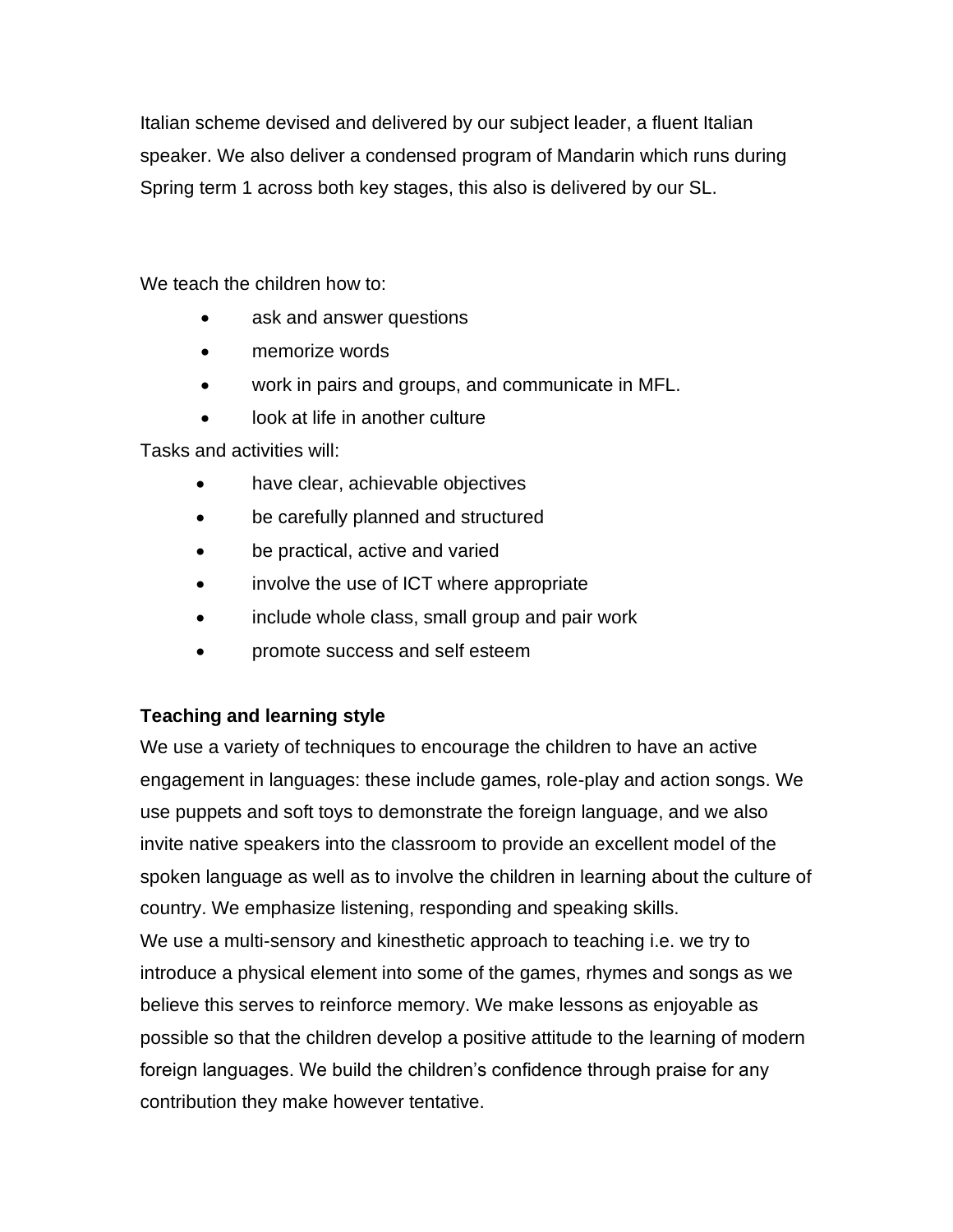Italian scheme devised and delivered by our subject leader, a fluent Italian speaker. We also deliver a condensed program of Mandarin which runs during Spring term 1 across both key stages, this also is delivered by our SL.

We teach the children how to:

- ask and answer questions
- memorize words
- work in pairs and groups, and communicate in MFL.
- look at life in another culture

Tasks and activities will:

- have clear, achievable objectives
- be carefully planned and structured
- be practical, active and varied
- involve the use of ICT where appropriate
- include whole class, small group and pair work
- promote success and self esteem

**Teaching and learning style**

We use a variety of techniques to encourage the children to have an active engagement in languages: these include games, role-play and action songs. We use puppets and soft toys to demonstrate the foreign language, and we also invite native speakers into the classroom to provide an excellent model of the spoken language as well as to involve the children in learning about the culture of country. We emphasize listening, responding and speaking skills.

We use a multi-sensory and kinesthetic approach to teaching i.e. we try to introduce a physical element into some of the games, rhymes and songs as we believe this serves to reinforce memory. We make lessons as enjoyable as possible so that the children develop a positive attitude to the learning of modern foreign languages. We build the children's confidence through praise for any contribution they make however tentative.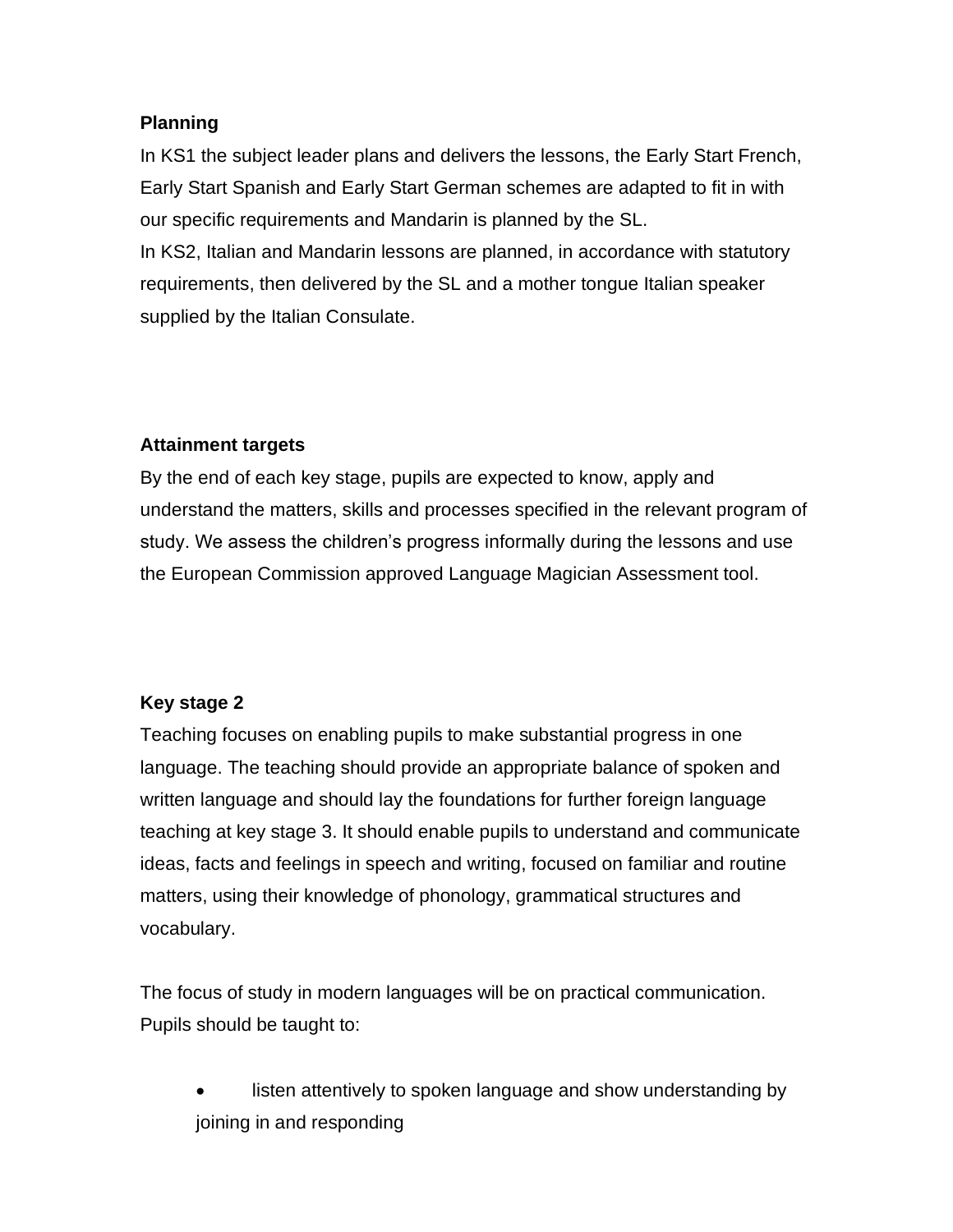**Planning**

In KS1 the subject leader plans and delivers the lessons, the Early Start French, Early Start Spanish and Early Start German schemes are adapted to fit in with our specific requirements and Mandarin is planned by the SL.
In KS2, Italian and Mandarin lessons are planned, in accordance with statutory requirements, then delivered by the SL and a mother tongue Italian speaker supplied by the Italian Consulate.

**Attainment targets**

By the end of each key stage, pupils are expected to know, apply and understand the matters, skills and processes specified in the relevant program of study. We assess the children's progress informally during the lessons and use the European Commission approved Language Magician Assessment tool.

**Key stage 2**

Teaching focuses on enabling pupils to make substantial progress in one language. The teaching should provide an appropriate balance of spoken and written language and should lay the foundations for further foreign language teaching at key stage 3. It should enable pupils to understand and communicate ideas, facts and feelings in speech and writing, focused on familiar and routine matters, using their knowledge of phonology, grammatical structures and vocabulary.

The focus of study in modern languages will be on practical communication. Pupils should be taught to:

- listen attentively to spoken language and show understanding by joining in and responding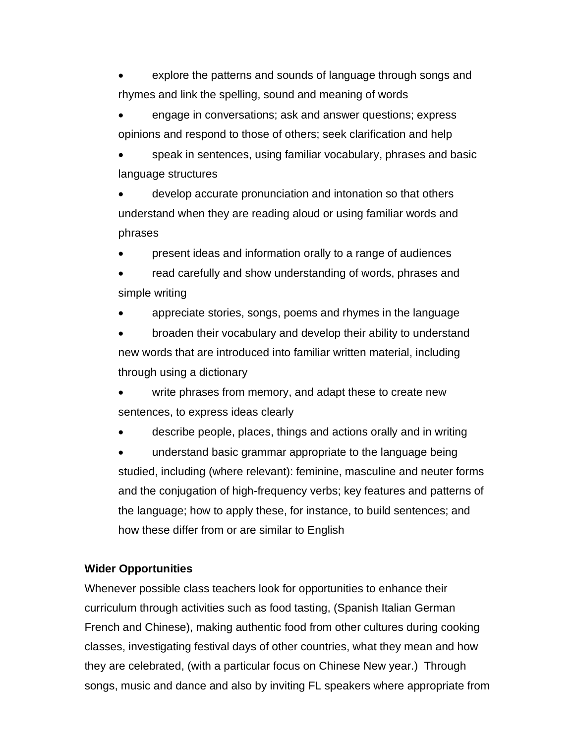- explore the patterns and sounds of language through songs and rhymes and link the spelling, sound and meaning of words
- engage in conversations; ask and answer questions; express opinions and respond to those of others; seek clarification and help
- speak in sentences, using familiar vocabulary, phrases and basic language structures
- develop accurate pronunciation and intonation so that others understand when they are reading aloud or using familiar words and phrases
- present ideas and information orally to a range of audiences
- read carefully and show understanding of words, phrases and simple writing
- appreciate stories, songs, poems and rhymes in the language
- broaden their vocabulary and develop their ability to understand new words that are introduced into familiar written material, including through using a dictionary
- write phrases from memory, and adapt these to create new sentences, to express ideas clearly
- describe people, places, things and actions orally and in writing
- understand basic grammar appropriate to the language being studied, including (where relevant): feminine, masculine and neuter forms and the conjugation of high-frequency verbs; key features and patterns of the language; how to apply these, for instance, to build sentences; and how these differ from or are similar to English

**Wider Opportunities**

Whenever possible class teachers look for opportunities to enhance their curriculum through activities such as food tasting, (Spanish Italian German French and Chinese), making authentic food from other cultures during cooking classes, investigating festival days of other countries, what they mean and how they are celebrated, (with a particular focus on Chinese New year.) Through songs, music and dance and also by inviting FL speakers where appropriate from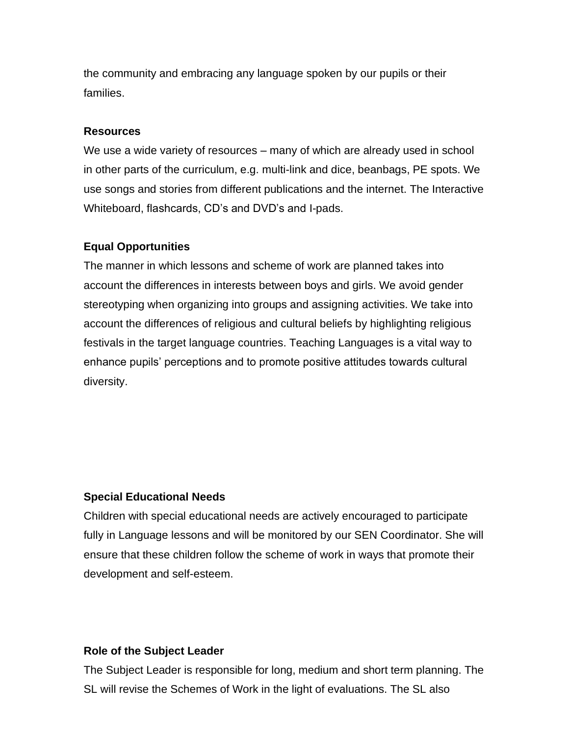the community and embracing any language spoken by our pupils or their families.

**Resources**

We use a wide variety of resources – many of which are already used in school in other parts of the curriculum, e.g. multi-link and dice, beanbags, PE spots. We use songs and stories from different publications and the internet. The Interactive Whiteboard, flashcards, CD's and DVD's and I-pads.

**Equal Opportunities**

The manner in which lessons and scheme of work are planned takes into account the differences in interests between boys and girls. We avoid gender stereotyping when organizing into groups and assigning activities. We take into account the differences of religious and cultural beliefs by highlighting religious festivals in the target language countries. Teaching Languages is a vital way to enhance pupils' perceptions and to promote positive attitudes towards cultural diversity.

**Special Educational Needs**

Children with special educational needs are actively encouraged to participate fully in Language lessons and will be monitored by our SEN Coordinator. She will ensure that these children follow the scheme of work in ways that promote their development and self-esteem.

**Role of the Subject Leader**

The Subject Leader is responsible for long, medium and short term planning. The SL will revise the Schemes of Work in the light of evaluations. The SL also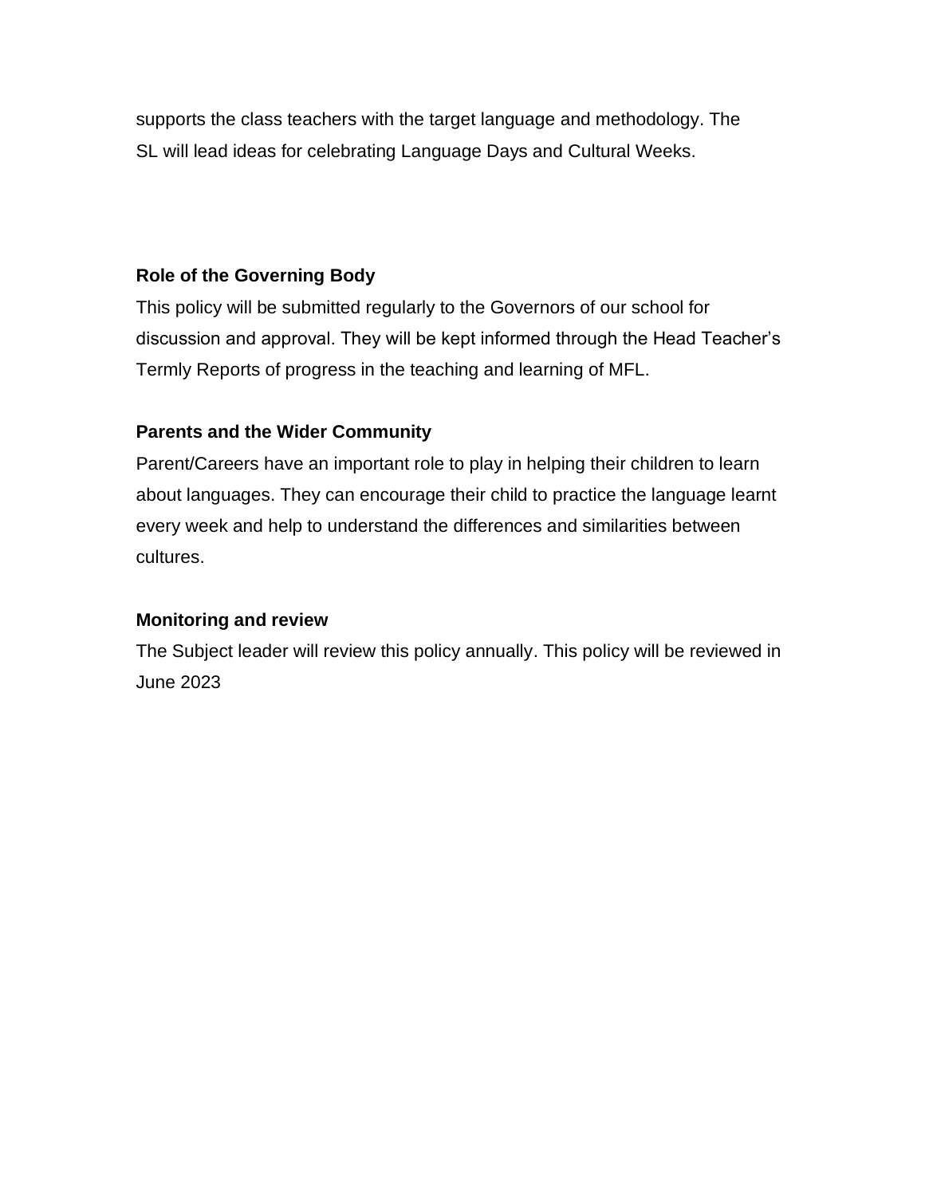supports the class teachers with the target language and methodology. The SL will lead ideas for celebrating Language Days and Cultural Weeks.

**Role of the Governing Body**

This policy will be submitted regularly to the Governors of our school for discussion and approval. They will be kept informed through the Head Teacher's Termly Reports of progress in the teaching and learning of MFL.

**Parents and the Wider Community**

Parent/Careers have an important role to play in helping their children to learn about languages. They can encourage their child to practice the language learnt every week and help to understand the differences and similarities between cultures.

**Monitoring and review**

The Subject leader will review this policy annually. This policy will be reviewed in June 2023